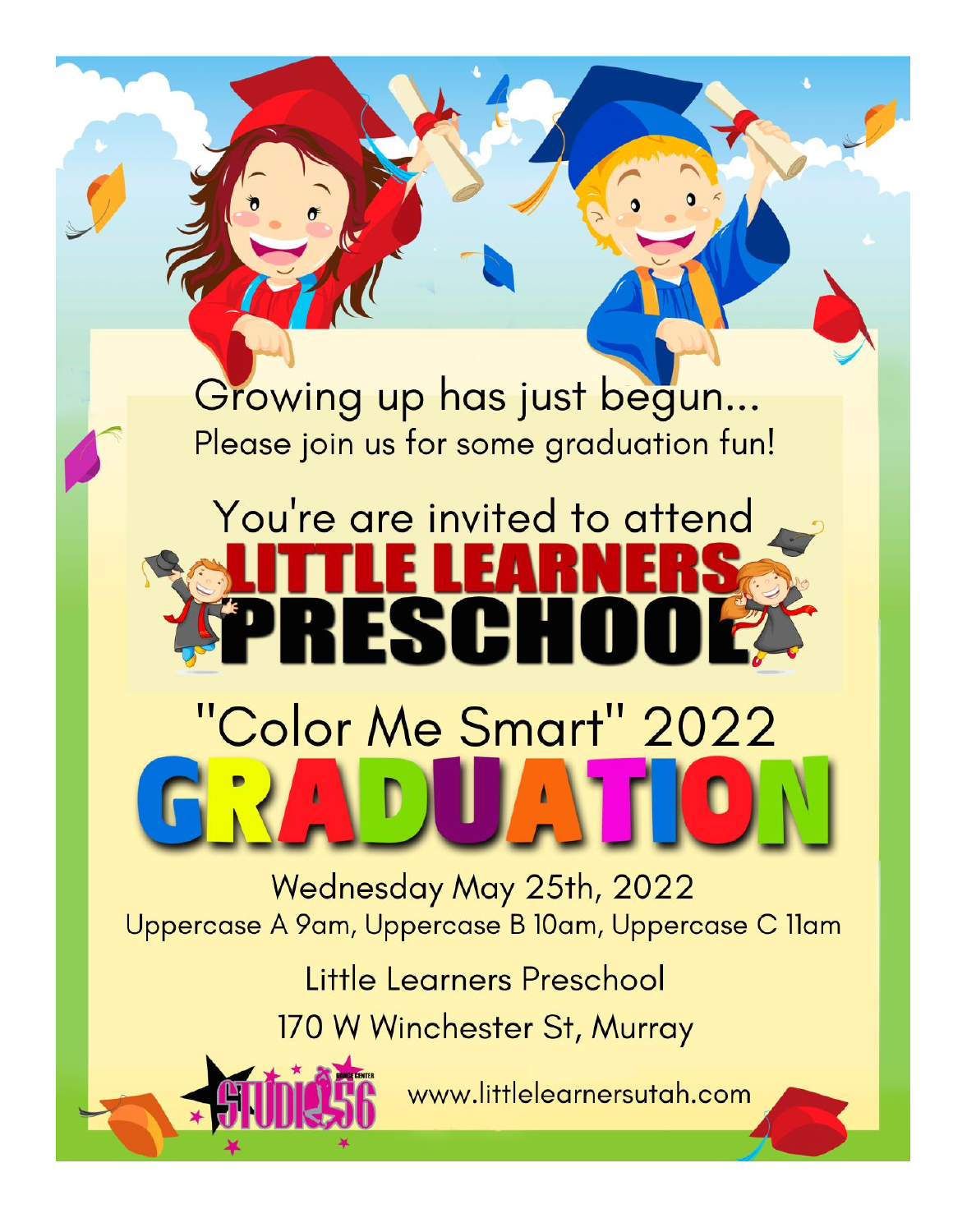Growing up has just begun...

Please join us for some graduation fun!

You're are invited to attend

# LITTLE LEARNERS PRESCHOOL

## "Color Me Smart" 2022

# GRADUATION

Wednesday May 25th, 2022

Uppercase A 9am, Uppercase B 10am, Uppercase C 11am

Little Learners Preschool

170 W Winchester St, Murray

STUDIO 56 DANCE CENTER

www.littlelearnersutah.com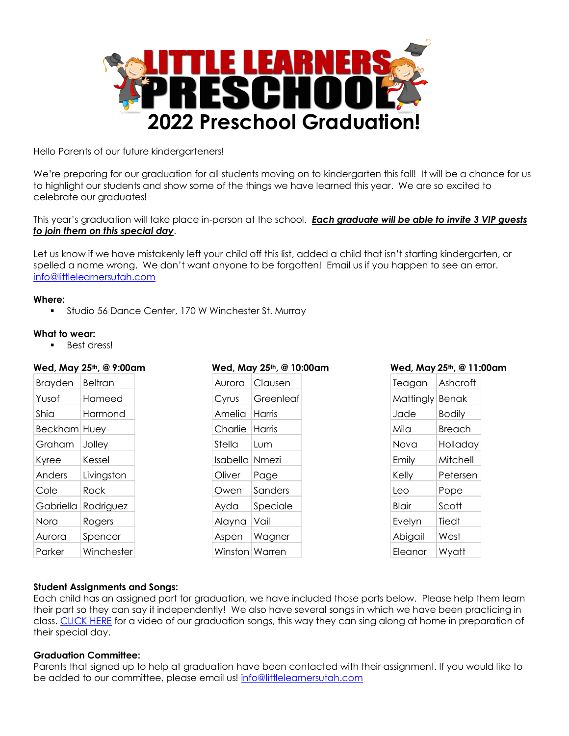# LITTLE LEARNERS PRESCHOOL

## 2022 Preschool Graduation!

Hello Parents of our future kindergarteners!

We're preparing for our graduation for all students moving on to kindergarten this fall! It will be a chance for us to highlight our students and show some of the things we have learned this year. We are so excited to celebrate our graduates!

This year's graduation will take place in-person at the school. ***Each graduate will be able to invite 3 VIP guests to join them on this special day***.

Let us know if we have mistakenly left your child off this list, added a child that isn't starting kindergarten, or spelled a name wrong. We don't want anyone to be forgotten! Email us if you happen to see an error. info@littlelearnersutah.com

**Where:**
- Studio 56 Dance Center, 170 W Winchester St. Murray

**What to wear:**
- Best dress!

**Wed, May 25th, @ 9:00am**

| | |
|---|---|
| Brayden | Beltran |
| Yusof | Hameed |
| Shia | Harmond |
| Beckham | Huey |
| Graham | Jolley |
| Kyree | Kessel |
| Anders | Livingston |
| Cole | Rock |
| Gabriella | Rodriguez |
| Nora | Rogers |
| Aurora | Spencer |
| Parker | Winchester |

**Wed, May 25th, @ 10:00am**

| | |
|---|---|
| Aurora | Clausen |
| Cyrus | Greenleaf |
| Amelia | Harris |
| Charlie | Harris |
| Stella | Lum |
| Isabella | Nmezi |
| Oliver | Page |
| Owen | Sanders |
| Ayda | Speciale |
| Alayna | Vail |
| Aspen | Wagner |
| Winston | Warren |

**Wed, May 25th, @ 11:00am**

| | |
|---|---|
| Teagan | Ashcroft |
| Mattingly | Benak |
| Jade | Bodily |
| Mila | Breach |
| Nova | Holladay |
| Emily | Mitchell |
| Kelly | Petersen |
| Leo | Pope |
| Blair | Scott |
| Evelyn | Tiedt |
| Abigail | West |
| Eleanor | Wyatt |

**Student Assignments and Songs:**
Each child has an assigned part for graduation, we have included those parts below. Please help them learn their part so they can say it independently! We also have several songs in which we have been practicing in class. CLICK HERE for a video of our graduation songs, this way they can sing along at home in preparation of their special day.

**Graduation Committee:**
Parents that signed up to help at graduation have been contacted with their assignment. If you would like to be added to our committee, please email us! info@littlelearnersutah.com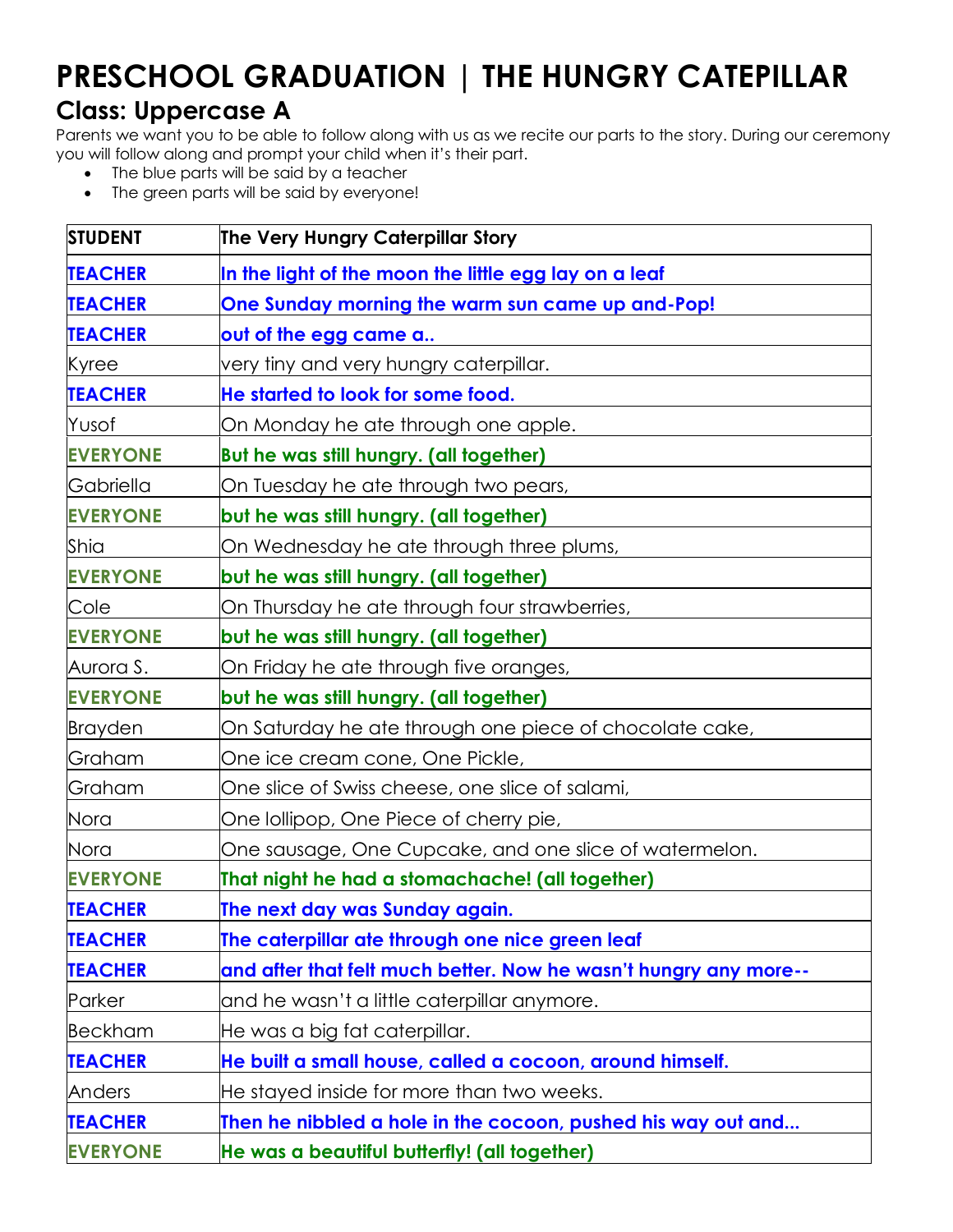# PRESCHOOL GRADUATION | THE HUNGRY CATEPILLAR

## Class: Uppercase A

Parents we want you to be able to follow along with us as we recite our parts to the story. During our ceremony you will follow along and prompt your child when it's their part.

- The blue parts will be said by a teacher
- The green parts will be said by everyone!

| STUDENT | The Very Hungry Caterpillar Story |
|---|---|
| **TEACHER** | **In the light of the moon the little egg lay on a leaf** |
| **TEACHER** | **One Sunday morning the warm sun came up and-Pop!** |
| **TEACHER** | **out of the egg came a..** |
| Kyree | very tiny and very hungry caterpillar. |
| **TEACHER** | **He started to look for some food.** |
| Yusof | On Monday he ate through one apple. |
| **EVERYONE** | **But he was still hungry. (all together)** |
| Gabriella | On Tuesday he ate through two pears, |
| **EVERYONE** | **but he was still hungry. (all together)** |
| Shia | On Wednesday he ate through three plums, |
| **EVERYONE** | **but he was still hungry. (all together)** |
| Cole | On Thursday he ate through four strawberries, |
| **EVERYONE** | **but he was still hungry. (all together)** |
| Aurora S. | On Friday he ate through five oranges, |
| **EVERYONE** | **but he was still hungry. (all together)** |
| Brayden | On Saturday he ate through one piece of chocolate cake, |
| Graham | One ice cream cone, One Pickle, |
| Graham | One slice of Swiss cheese, one slice of salami, |
| Nora | One lollipop, One Piece of cherry pie, |
| Nora | One sausage, One Cupcake, and one slice of watermelon. |
| **EVERYONE** | **That night he had a stomachache! (all together)** |
| **TEACHER** | **The next day was Sunday again.** |
| **TEACHER** | **The caterpillar ate through one nice green leaf** |
| **TEACHER** | **and after that felt much better. Now he wasn't hungry any more--** |
| Parker | and he wasn't a little caterpillar anymore. |
| Beckham | He was a big fat caterpillar. |
| **TEACHER** | **He built a small house, called a cocoon, around himself.** |
| Anders | He stayed inside for more than two weeks. |
| **TEACHER** | **Then he nibbled a hole in the cocoon, pushed his way out and...** |
| **EVERYONE** | **He was a beautiful butterfly! (all together)** |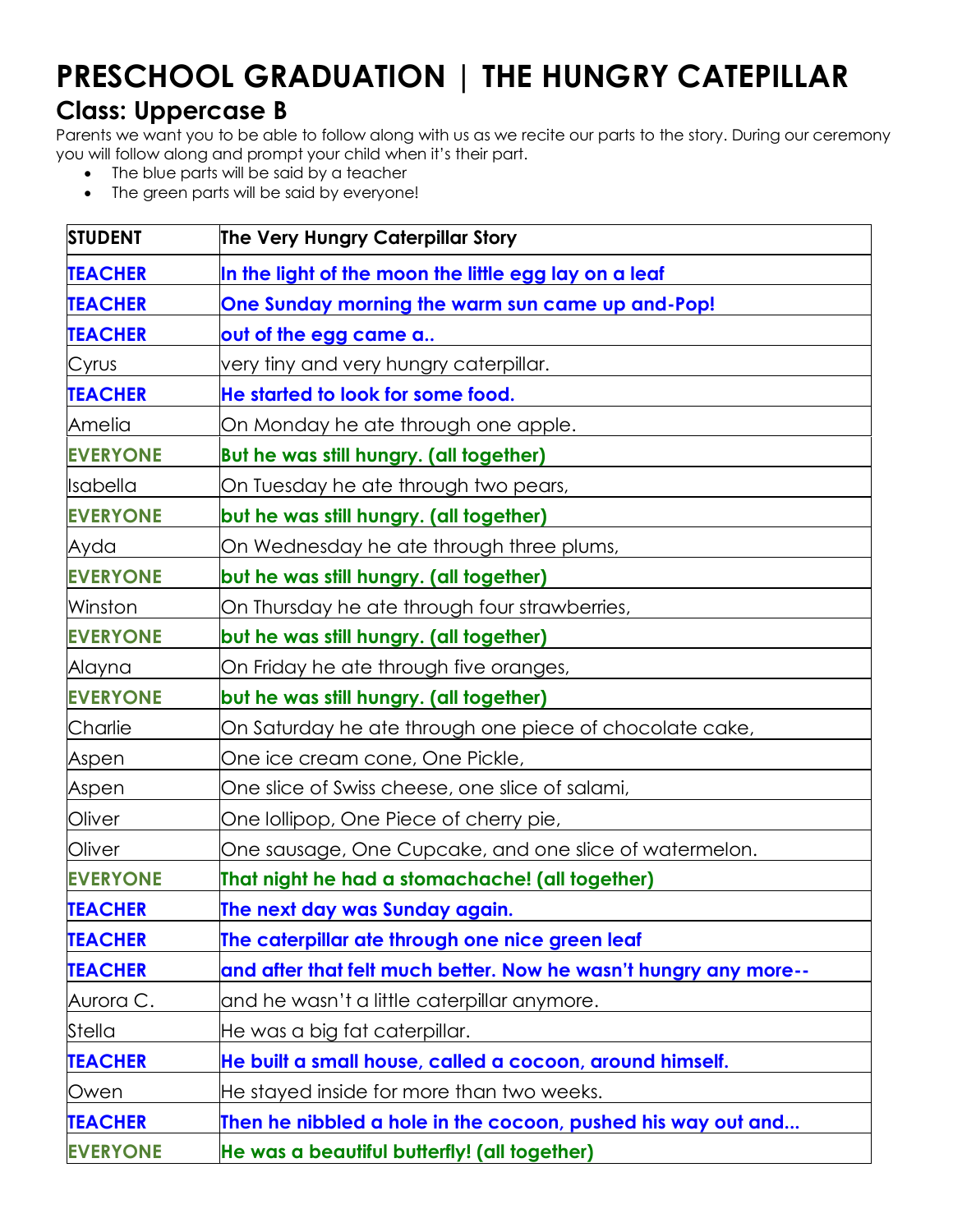# PRESCHOOL GRADUATION | THE HUNGRY CATEPILLAR

## Class: Uppercase B

Parents we want you to be able to follow along with us as we recite our parts to the story. During our ceremony you will follow along and prompt your child when it's their part.

- The blue parts will be said by a teacher
- The green parts will be said by everyone!

| STUDENT | The Very Hungry Caterpillar Story |
|---|---|
| **TEACHER** | **In the light of the moon the little egg lay on a leaf** |
| **TEACHER** | **One Sunday morning the warm sun came up and-Pop!** |
| **TEACHER** | **out of the egg came a..** |
| Cyrus | very tiny and very hungry caterpillar. |
| **TEACHER** | **He started to look for some food.** |
| Amelia | On Monday he ate through one apple. |
| **EVERYONE** | **But he was still hungry. (all together)** |
| Isabella | On Tuesday he ate through two pears, |
| **EVERYONE** | **but he was still hungry. (all together)** |
| Ayda | On Wednesday he ate through three plums, |
| **EVERYONE** | **but he was still hungry. (all together)** |
| Winston | On Thursday he ate through four strawberries, |
| **EVERYONE** | **but he was still hungry. (all together)** |
| Alayna | On Friday he ate through five oranges, |
| **EVERYONE** | **but he was still hungry. (all together)** |
| Charlie | On Saturday he ate through one piece of chocolate cake, |
| Aspen | One ice cream cone, One Pickle, |
| Aspen | One slice of Swiss cheese, one slice of salami, |
| Oliver | One lollipop, One Piece of cherry pie, |
| Oliver | One sausage, One Cupcake, and one slice of watermelon. |
| **EVERYONE** | **That night he had a stomachache! (all together)** |
| **TEACHER** | **The next day was Sunday again.** |
| **TEACHER** | **The caterpillar ate through one nice green leaf** |
| **TEACHER** | **and after that felt much better. Now he wasn't hungry any more--** |
| Aurora C. | and he wasn't a little caterpillar anymore. |
| Stella | He was a big fat caterpillar. |
| **TEACHER** | **He built a small house, called a cocoon, around himself.** |
| Owen | He stayed inside for more than two weeks. |
| **TEACHER** | **Then he nibbled a hole in the cocoon, pushed his way out and...** |
| **EVERYONE** | **He was a beautiful butterfly! (all together)** |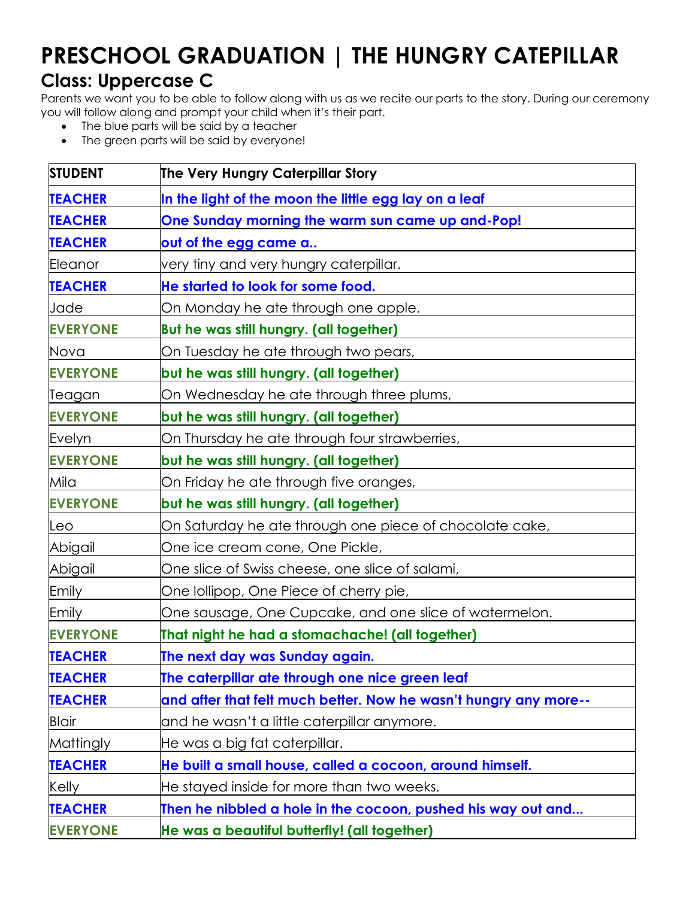# PRESCHOOL GRADUATION | THE HUNGRY CATEPILLAR

## Class: Uppercase C

Parents we want you to be able to follow along with us as we recite our parts to the story. During our ceremony you will follow along and prompt your child when it's their part.

- The blue parts will be said by a teacher
- The green parts will be said by everyone!

| STUDENT | The Very Hungry Caterpillar Story |
|---|---|
| **TEACHER** | **In the light of the moon the little egg lay on a leaf** |
| **TEACHER** | **One Sunday morning the warm sun came up and-Pop!** |
| **TEACHER** | **out of the egg came a..** |
| Eleanor | very tiny and very hungry caterpillar. |
| **TEACHER** | **He started to look for some food.** |
| Jade | On Monday he ate through one apple. |
| **EVERYONE** | **But he was still hungry. (all together)** |
| Nova | On Tuesday he ate through two pears, |
| **EVERYONE** | **but he was still hungry. (all together)** |
| Teagan | On Wednesday he ate through three plums, |
| **EVERYONE** | **but he was still hungry. (all together)** |
| Evelyn | On Thursday he ate through four strawberries, |
| **EVERYONE** | **but he was still hungry. (all together)** |
| Mila | On Friday he ate through five oranges, |
| **EVERYONE** | **but he was still hungry. (all together)** |
| Leo | On Saturday he ate through one piece of chocolate cake, |
| Abigail | One ice cream cone, One Pickle, |
| Abigail | One slice of Swiss cheese, one slice of salami, |
| Emily | One lollipop, One Piece of cherry pie, |
| Emily | One sausage, One Cupcake, and one slice of watermelon. |
| **EVERYONE** | **That night he had a stomachache! (all together)** |
| **TEACHER** | **The next day was Sunday again.** |
| **TEACHER** | **The caterpillar ate through one nice green leaf** |
| **TEACHER** | **and after that felt much better. Now he wasn't hungry any more--** |
| Blair | and he wasn't a little caterpillar anymore. |
| Mattingly | He was a big fat caterpillar. |
| **TEACHER** | **He built a small house, called a cocoon, around himself.** |
| Kelly | He stayed inside for more than two weeks. |
| **TEACHER** | **Then he nibbled a hole in the cocoon, pushed his way out and...** |
| **EVERYONE** | **He was a beautiful butterfly! (all together)** |